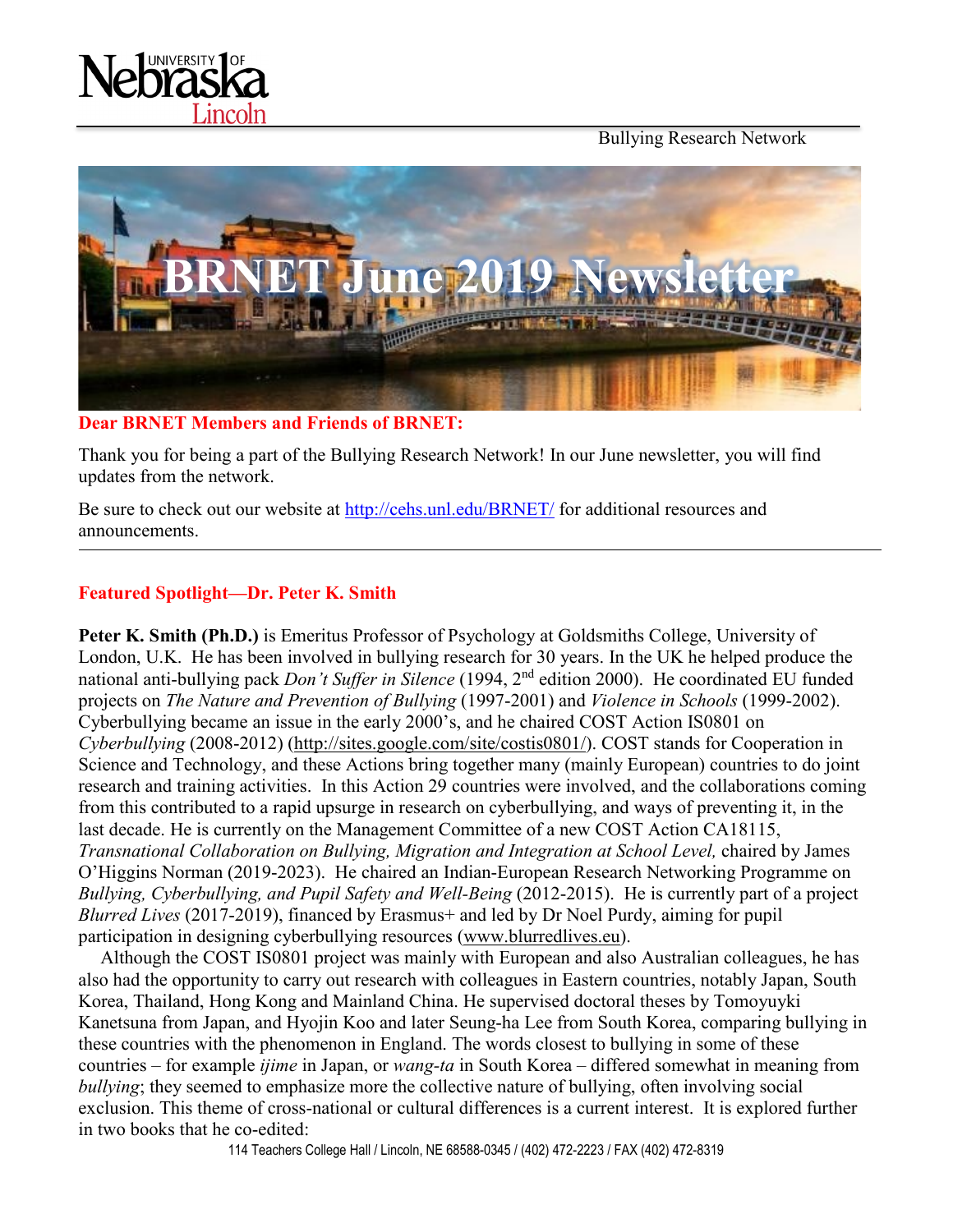Bullying Research Network

# BRNET June 2019 Newsletter

**Dear BRNET Members and Friends of BRNET:**

Thank you for being a part of the Bullying Research Network! In our June newsletter, you will find updates from the network.

Be sure to check out our website at http://cehs.unl.edu/BRNET/ for additional resources and announcements.

---

## Featured Spotlight—Dr. Peter K. Smith

**Peter K. Smith (Ph.D.)** is Emeritus Professor of Psychology at Goldsmiths College, University of London, U.K. He has been involved in bullying research for 30 years. In the UK he helped produce the national anti-bullying pack *Don't Suffer in Silence* (1994, 2nd edition 2000). He coordinated EU funded projects on *The Nature and Prevention of Bullying* (1997-2001) and *Violence in Schools* (1999-2002). Cyberbullying became an issue in the early 2000's, and he chaired COST Action IS0801 on *Cyberbullying* (2008-2012) (http://sites.google.com/site/costis0801/). COST stands for Cooperation in Science and Technology, and these Actions bring together many (mainly European) countries to do joint research and training activities. In this Action 29 countries were involved, and the collaborations coming from this contributed to a rapid upsurge in research on cyberbullying, and ways of preventing it, in the last decade. He is currently on the Management Committee of a new COST Action CA18115, *Transnational Collaboration on Bullying, Migration and Integration at School Level,* chaired by James O'Higgins Norman (2019-2023). He chaired an Indian-European Research Networking Programme on *Bullying, Cyberbullying, and Pupil Safety and Well-Being* (2012-2015). He is currently part of a project *Blurred Lives* (2017-2019), financed by Erasmus+ and led by Dr Noel Purdy, aiming for pupil participation in designing cyberbullying resources (www.blurredlives.eu).

Although the COST IS0801 project was mainly with European and also Australian colleagues, he has also had the opportunity to carry out research with colleagues in Eastern countries, notably Japan, South Korea, Thailand, Hong Kong and Mainland China. He supervised doctoral theses by Tomoyuyki Kanetsuna from Japan, and Hyojin Koo and later Seung-ha Lee from South Korea, comparing bullying in these countries with the phenomenon in England. The words closest to bullying in some of these countries – for example *ijime* in Japan, or *wang-ta* in South Korea – differed somewhat in meaning from *bullying*; they seemed to emphasize more the collective nature of bullying, often involving social exclusion. This theme of cross-national or cultural differences is a current interest. It is explored further in two books that he co-edited: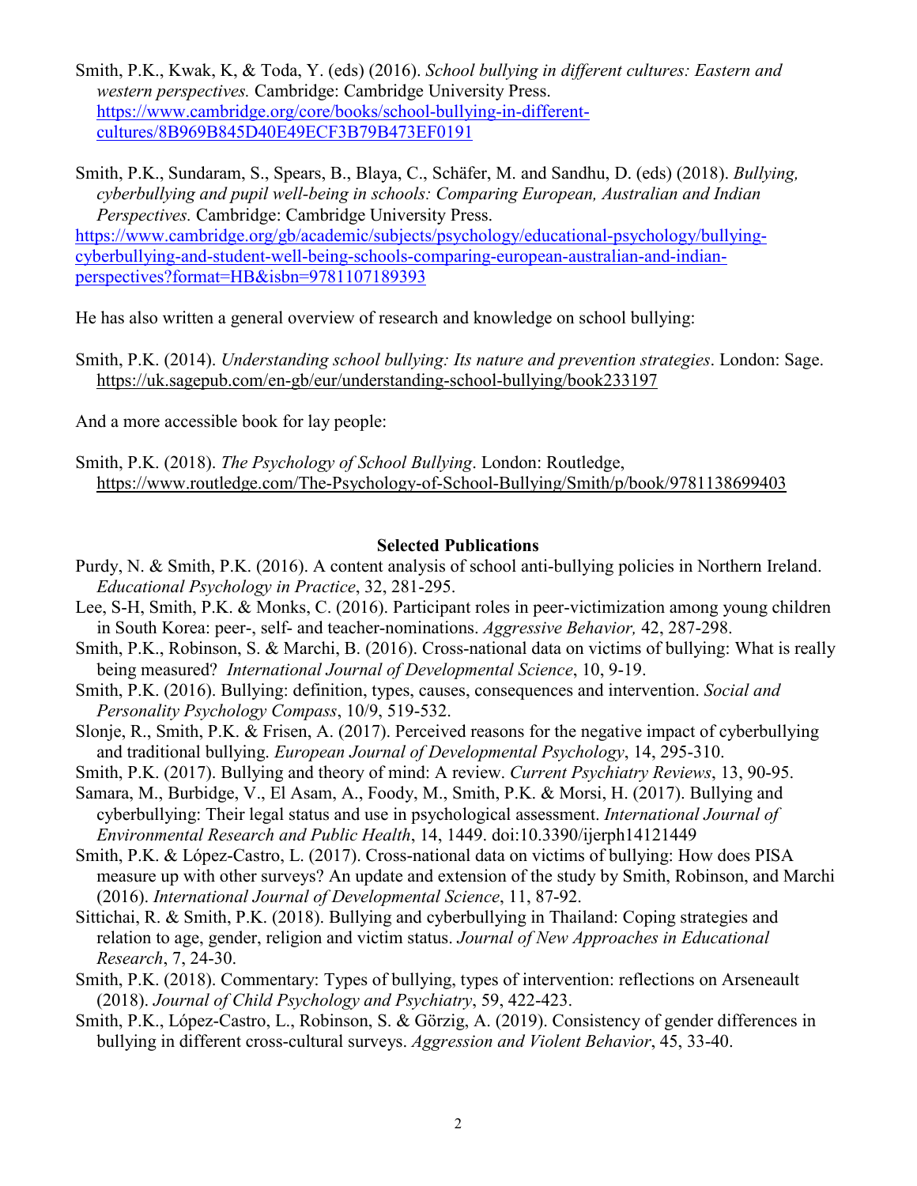Smith, P.K., Kwak, K, & Toda, Y. (eds) (2016). *School bullying in different cultures: Eastern and western perspectives.* Cambridge: Cambridge University Press. https://www.cambridge.org/core/books/school-bullying-in-different-cultures/8B969B845D40E49ECF3B79B473EF0191

Smith, P.K., Sundaram, S., Spears, B., Blaya, C., Schäfer, M. and Sandhu, D. (eds) (2018). *Bullying, cyberbullying and pupil well-being in schools: Comparing European, Australian and Indian Perspectives.* Cambridge: Cambridge University Press. https://www.cambridge.org/gb/academic/subjects/psychology/educational-psychology/bullying-cyberbullying-and-student-well-being-schools-comparing-european-australian-and-indian-perspectives?format=HB&isbn=9781107189393

He has also written a general overview of research and knowledge on school bullying:

Smith, P.K. (2014). *Understanding school bullying: Its nature and prevention strategies*. London: Sage. https://uk.sagepub.com/en-gb/eur/understanding-school-bullying/book233197

And a more accessible book for lay people:

Smith, P.K. (2018). *The Psychology of School Bullying*. London: Routledge, https://www.routledge.com/The-Psychology-of-School-Bullying/Smith/p/book/9781138699403

## Selected Publications

Purdy, N. & Smith, P.K. (2016). A content analysis of school anti-bullying policies in Northern Ireland. *Educational Psychology in Practice*, 32, 281-295.

Lee, S-H, Smith, P.K. & Monks, C. (2016). Participant roles in peer-victimization among young children in South Korea: peer-, self- and teacher-nominations. *Aggressive Behavior,* 42, 287-298.

Smith, P.K., Robinson, S. & Marchi, B. (2016). Cross-national data on victims of bullying: What is really being measured? *International Journal of Developmental Science*, 10, 9-19.

Smith, P.K. (2016). Bullying: definition, types, causes, consequences and intervention. *Social and Personality Psychology Compass*, 10/9, 519-532.

Slonje, R., Smith, P.K. & Frisen, A. (2017). Perceived reasons for the negative impact of cyberbullying and traditional bullying. *European Journal of Developmental Psychology*, 14, 295-310.

Smith, P.K. (2017). Bullying and theory of mind: A review. *Current Psychiatry Reviews*, 13, 90-95.

Samara, M., Burbidge, V., El Asam, A., Foody, M., Smith, P.K. & Morsi, H. (2017). Bullying and cyberbullying: Their legal status and use in psychological assessment. *International Journal of Environmental Research and Public Health*, 14, 1449. doi:10.3390/ijerph14121449

Smith, P.K. & López-Castro, L. (2017). Cross-national data on victims of bullying: How does PISA measure up with other surveys? An update and extension of the study by Smith, Robinson, and Marchi (2016). *International Journal of Developmental Science*, 11, 87-92.

Sittichai, R. & Smith, P.K. (2018). Bullying and cyberbullying in Thailand: Coping strategies and relation to age, gender, religion and victim status. *Journal of New Approaches in Educational Research*, 7, 24-30.

Smith, P.K. (2018). Commentary: Types of bullying, types of intervention: reflections on Arseneault (2018). *Journal of Child Psychology and Psychiatry*, 59, 422-423.

Smith, P.K., López-Castro, L., Robinson, S. & Görzig, A. (2019). Consistency of gender differences in bullying in different cross-cultural surveys. *Aggression and Violent Behavior*, 45, 33-40.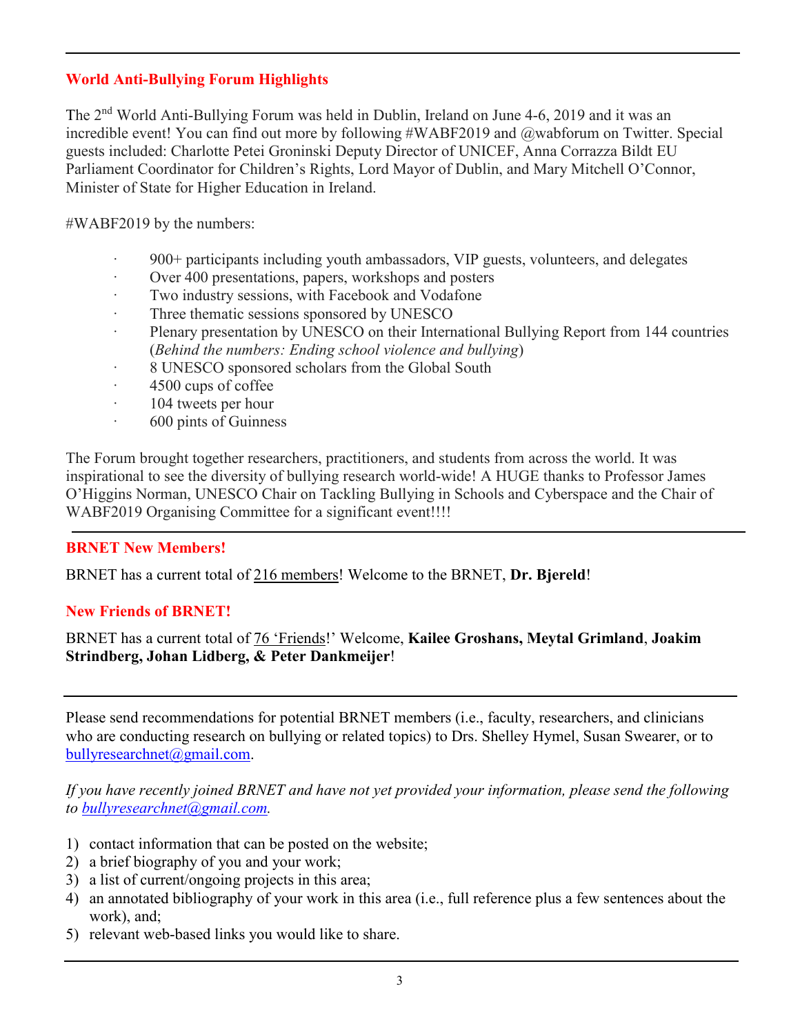## World Anti-Bullying Forum Highlights

The 2nd World Anti-Bullying Forum was held in Dublin, Ireland on June 4-6, 2019 and it was an incredible event! You can find out more by following #WABF2019 and @wabforum on Twitter. Special guests included: Charlotte Petei Groninski Deputy Director of UNICEF, Anna Corrazza Bildt EU Parliament Coordinator for Children's Rights, Lord Mayor of Dublin, and Mary Mitchell O'Connor, Minister of State for Higher Education in Ireland.

#WABF2019 by the numbers:

- 900+ participants including youth ambassadors, VIP guests, volunteers, and delegates
- Over 400 presentations, papers, workshops and posters
- Two industry sessions, with Facebook and Vodafone
- Three thematic sessions sponsored by UNESCO
- Plenary presentation by UNESCO on their International Bullying Report from 144 countries (*Behind the numbers: Ending school violence and bullying*)
- 8 UNESCO sponsored scholars from the Global South
- 4500 cups of coffee
- 104 tweets per hour
- 600 pints of Guinness

The Forum brought together researchers, practitioners, and students from across the world. It was inspirational to see the diversity of bullying research world-wide! A HUGE thanks to Professor James O'Higgins Norman, UNESCO Chair on Tackling Bullying in Schools and Cyberspace and the Chair of WABF2019 Organising Committee for a significant event!!!!

---

## BRNET New Members!

BRNET has a current total of 216 members! Welcome to the BRNET, **Dr. Bjereld**!

## New Friends of BRNET!

BRNET has a current total of 76 'Friends!' Welcome, **Kailee Groshans, Meytal Grimland**, **Joakim Strindberg, Johan Lidberg, & Peter Dankmeijer**!

---

Please send recommendations for potential BRNET members (i.e., faculty, researchers, and clinicians who are conducting research on bullying or related topics) to Drs. Shelley Hymel, Susan Swearer, or to bullyresearchnet@gmail.com.

*If you have recently joined BRNET and have not yet provided your information, please send the following to bullyresearchnet@gmail.com.*

1) contact information that can be posted on the website;
2) a brief biography of you and your work;
3) a list of current/ongoing projects in this area;
4) an annotated bibliography of your work in this area (i.e., full reference plus a few sentences about the work), and;
5) relevant web-based links you would like to share.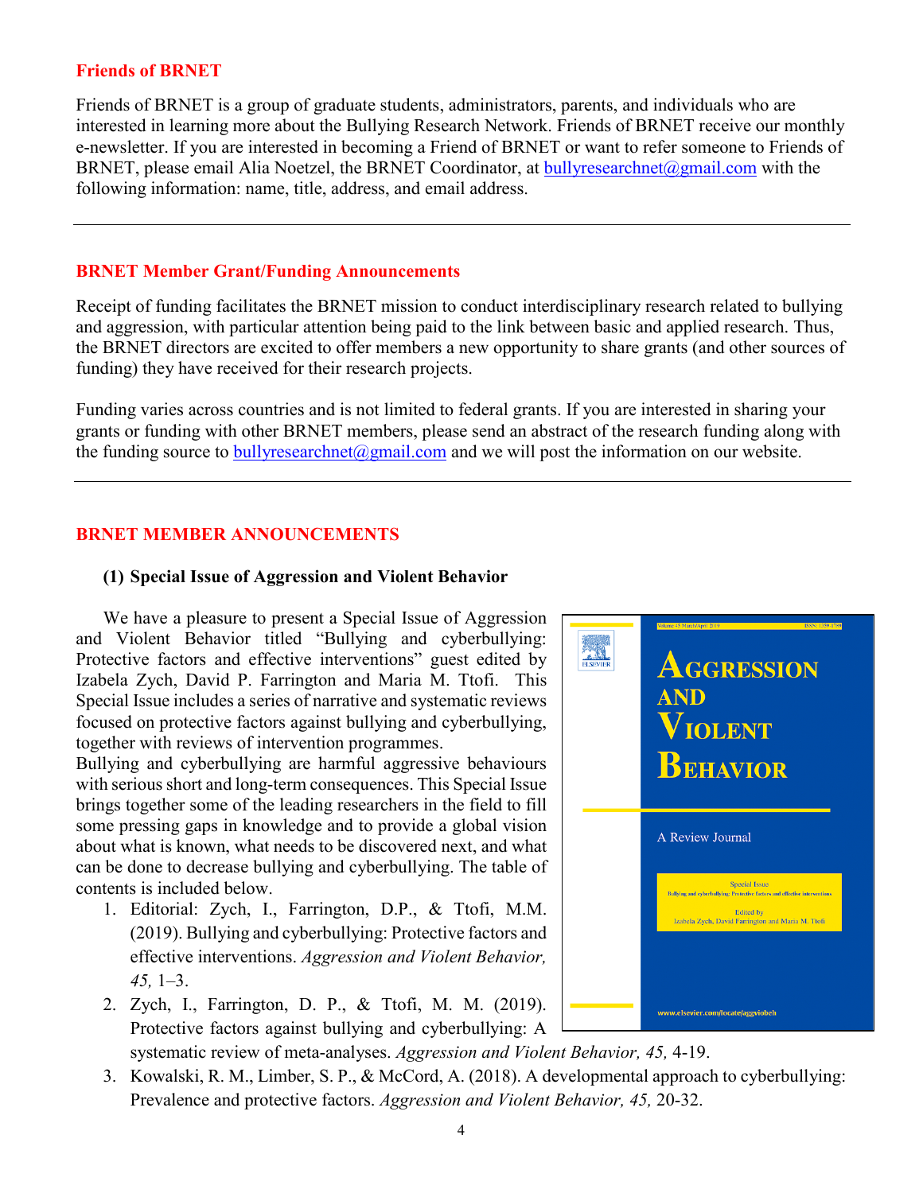## Friends of BRNET

Friends of BRNET is a group of graduate students, administrators, parents, and individuals who are interested in learning more about the Bullying Research Network. Friends of BRNET receive our monthly e-newsletter. If you are interested in becoming a Friend of BRNET or want to refer someone to Friends of BRNET, please email Alia Noetzel, the BRNET Coordinator, at bullyresearchnet@gmail.com with the following information: name, title, address, and email address.

---

## BRNET Member Grant/Funding Announcements

Receipt of funding facilitates the BRNET mission to conduct interdisciplinary research related to bullying and aggression, with particular attention being paid to the link between basic and applied research. Thus, the BRNET directors are excited to offer members a new opportunity to share grants (and other sources of funding) they have received for their research projects.

Funding varies across countries and is not limited to federal grants. If you are interested in sharing your grants or funding with other BRNET members, please send an abstract of the research funding along with the funding source to bullyresearchnet@gmail.com and we will post the information on our website.

---

## BRNET MEMBER ANNOUNCEMENTS

### (1) Special Issue of Aggression and Violent Behavior

We have a pleasure to present a Special Issue of Aggression and Violent Behavior titled "Bullying and cyberbullying: Protective factors and effective interventions" guest edited by Izabela Zych, David P. Farrington and Maria M. Ttofi. This Special Issue includes a series of narrative and systematic reviews focused on protective factors against bullying and cyberbullying, together with reviews of intervention programmes.

Bullying and cyberbullying are harmful aggressive behaviours with serious short and long-term consequences. This Special Issue brings together some of the leading researchers in the field to fill some pressing gaps in knowledge and to provide a global vision about what is known, what needs to be discovered next, and what can be done to decrease bullying and cyberbullying. The table of contents is included below.

1. Editorial: Zych, I., Farrington, D.P., & Ttofi, M.M. (2019). Bullying and cyberbullying: Protective factors and effective interventions. *Aggression and Violent Behavior, 45,* 1–3.
2. Zych, I., Farrington, D. P., & Ttofi, M. M. (2019). Protective factors against bullying and cyberbullying: A systematic review of meta-analyses. *Aggression and Violent Behavior, 45,* 4-19.
3. Kowalski, R. M., Limber, S. P., & McCord, A. (2018). A developmental approach to cyberbullying: Prevalence and protective factors. *Aggression and Violent Behavior, 45,* 20-32.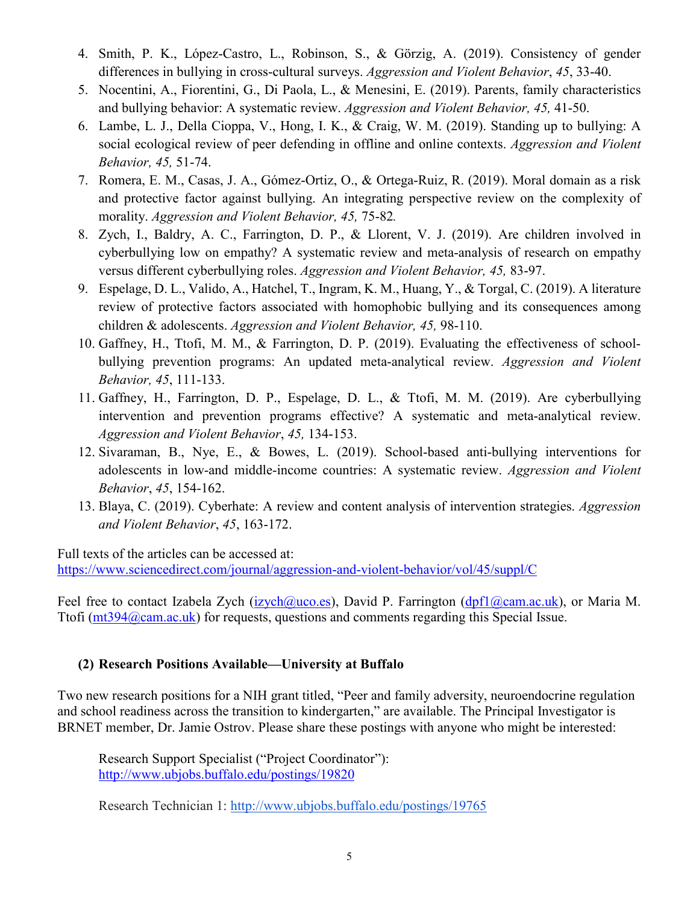4. Smith, P. K., López-Castro, L., Robinson, S., & Görzig, A. (2019). Consistency of gender differences in bullying in cross-cultural surveys. *Aggression and Violent Behavior*, *45*, 33-40.
5. Nocentini, A., Fiorentini, G., Di Paola, L., & Menesini, E. (2019). Parents, family characteristics and bullying behavior: A systematic review. *Aggression and Violent Behavior, 45,* 41-50.
6. Lambe, L. J., Della Cioppa, V., Hong, I. K., & Craig, W. M. (2019). Standing up to bullying: A social ecological review of peer defending in offline and online contexts. *Aggression and Violent Behavior, 45,* 51-74.
7. Romera, E. M., Casas, J. A., Gómez-Ortiz, O., & Ortega-Ruiz, R. (2019). Moral domain as a risk and protective factor against bullying. An integrating perspective review on the complexity of morality. *Aggression and Violent Behavior, 45,* 75-82*.*
8. Zych, I., Baldry, A. C., Farrington, D. P., & Llorent, V. J. (2019). Are children involved in cyberbullying low on empathy? A systematic review and meta-analysis of research on empathy versus different cyberbullying roles. *Aggression and Violent Behavior, 45,* 83-97.
9. Espelage, D. L., Valido, A., Hatchel, T., Ingram, K. M., Huang, Y., & Torgal, C. (2019). A literature review of protective factors associated with homophobic bullying and its consequences among children & adolescents. *Aggression and Violent Behavior, 45,* 98-110.
10. Gaffney, H., Ttofi, M. M., & Farrington, D. P. (2019). Evaluating the effectiveness of school-bullying prevention programs: An updated meta-analytical review. *Aggression and Violent Behavior, 45*, 111-133.
11. Gaffney, H., Farrington, D. P., Espelage, D. L., & Ttofi, M. M. (2019). Are cyberbullying intervention and prevention programs effective? A systematic and meta-analytical review. *Aggression and Violent Behavior*, *45,* 134-153.
12. Sivaraman, B., Nye, E., & Bowes, L. (2019). School-based anti-bullying interventions for adolescents in low-and middle-income countries: A systematic review. *Aggression and Violent Behavior*, *45*, 154-162.
13. Blaya, C. (2019). Cyberhate: A review and content analysis of intervention strategies. *Aggression and Violent Behavior*, *45*, 163-172.

Full texts of the articles can be accessed at:
https://www.sciencedirect.com/journal/aggression-and-violent-behavior/vol/45/suppl/C

Feel free to contact Izabela Zych (izych@uco.es), David P. Farrington (dpf1@cam.ac.uk), or Maria M. Ttofi (mt394@cam.ac.uk) for requests, questions and comments regarding this Special Issue.

### (2) Research Positions Available—University at Buffalo

Two new research positions for a NIH grant titled, "Peer and family adversity, neuroendocrine regulation and school readiness across the transition to kindergarten," are available. The Principal Investigator is BRNET member, Dr. Jamie Ostrov. Please share these postings with anyone who might be interested:

Research Support Specialist ("Project Coordinator"):
http://www.ubjobs.buffalo.edu/postings/19820

Research Technician 1: http://www.ubjobs.buffalo.edu/postings/19765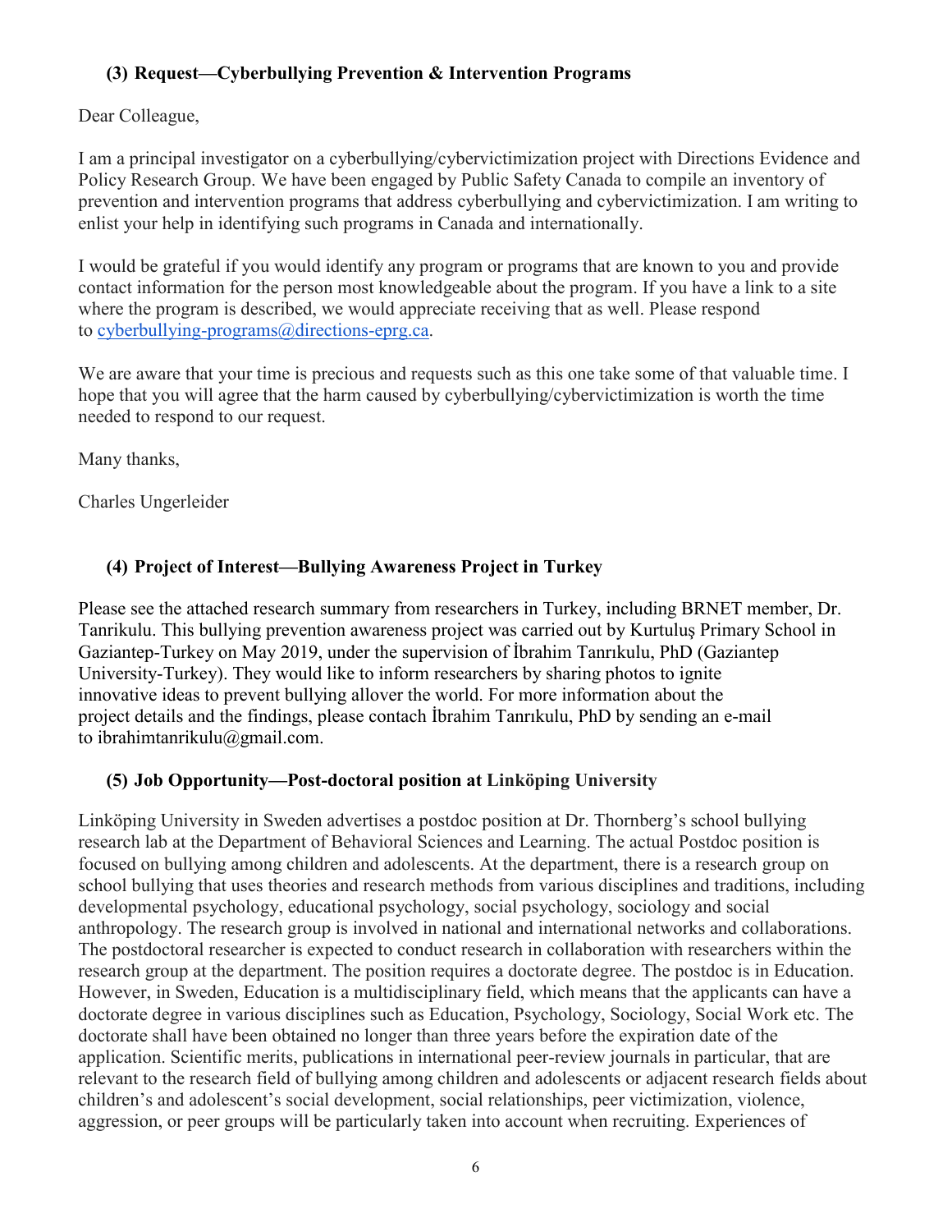### (3) Request—Cyberbullying Prevention & Intervention Programs

Dear Colleague,

I am a principal investigator on a cyberbullying/cybervictimization project with Directions Evidence and Policy Research Group. We have been engaged by Public Safety Canada to compile an inventory of prevention and intervention programs that address cyberbullying and cybervictimization. I am writing to enlist your help in identifying such programs in Canada and internationally.

I would be grateful if you would identify any program or programs that are known to you and provide contact information for the person most knowledgeable about the program. If you have a link to a site where the program is described, we would appreciate receiving that as well. Please respond to cyberbullying-programs@directions-eprg.ca.

We are aware that your time is precious and requests such as this one take some of that valuable time. I hope that you will agree that the harm caused by cyberbullying/cybervictimization is worth the time needed to respond to our request.

Many thanks,

Charles Ungerleider

### (4) Project of Interest—Bullying Awareness Project in Turkey

Please see the attached research summary from researchers in Turkey, including BRNET member, Dr. Tanrikulu. This bullying prevention awareness project was carried out by Kurtuluş Primary School in Gaziantep-Turkey on May 2019, under the supervision of İbrahim Tanrıkulu, PhD (Gaziantep University-Turkey). They would like to inform researchers by sharing photos to ignite innovative ideas to prevent bullying allover the world. For more information about the project details and the findings, please contach İbrahim Tanrıkulu, PhD by sending an e-mail to ibrahimtanrikulu@gmail.com.

### (5) Job Opportunity—Post-doctoral position at Linköping University

Linköping University in Sweden advertises a postdoc position at Dr. Thornberg's school bullying research lab at the Department of Behavioral Sciences and Learning. The actual Postdoc position is focused on bullying among children and adolescents. At the department, there is a research group on school bullying that uses theories and research methods from various disciplines and traditions, including developmental psychology, educational psychology, social psychology, sociology and social anthropology. The research group is involved in national and international networks and collaborations. The postdoctoral researcher is expected to conduct research in collaboration with researchers within the research group at the department. The position requires a doctorate degree. The postdoc is in Education. However, in Sweden, Education is a multidisciplinary field, which means that the applicants can have a doctorate degree in various disciplines such as Education, Psychology, Sociology, Social Work etc. The doctorate shall have been obtained no longer than three years before the expiration date of the application. Scientific merits, publications in international peer-review journals in particular, that are relevant to the research field of bullying among children and adolescents or adjacent research fields about children's and adolescent's social development, social relationships, peer victimization, violence, aggression, or peer groups will be particularly taken into account when recruiting. Experiences of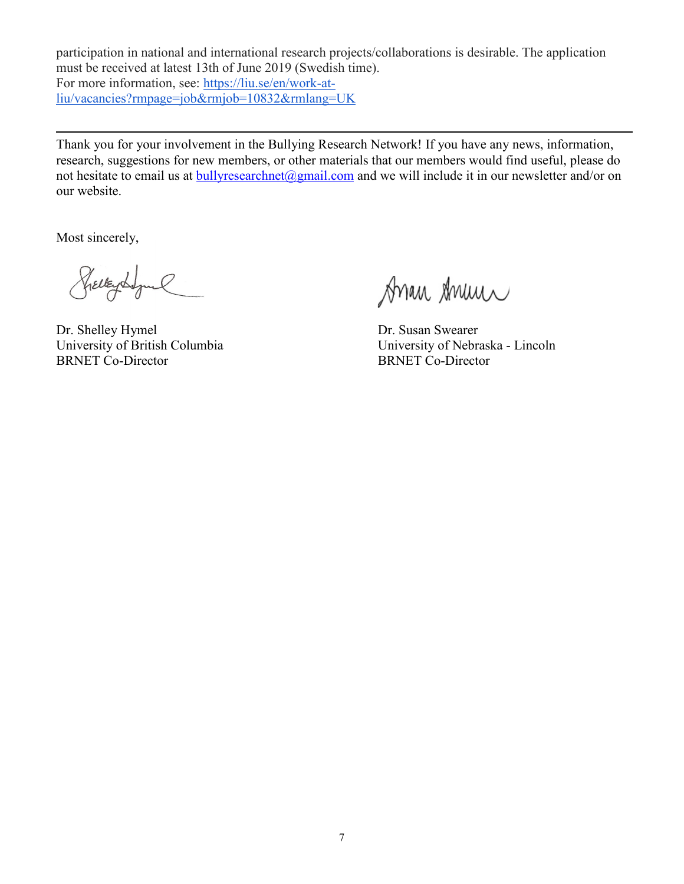participation in national and international research projects/collaborations is desirable. The application must be received at latest 13th of June 2019 (Swedish time).
For more information, see: https://liu.se/en/work-at-liu/vacancies?rmpage=job&rmjob=10832&rmlang=UK

---

Thank you for your involvement in the Bullying Research Network! If you have any news, information, research, suggestions for new members, or other materials that our members would find useful, please do not hesitate to email us at bullyresearchnet@gmail.com and we will include it in our newsletter and/or on our website.

Most sincerely,

Dr. Shelley Hymel
University of British Columbia
BRNET Co-Director

Dr. Susan Swearer
University of Nebraska - Lincoln
BRNET Co-Director